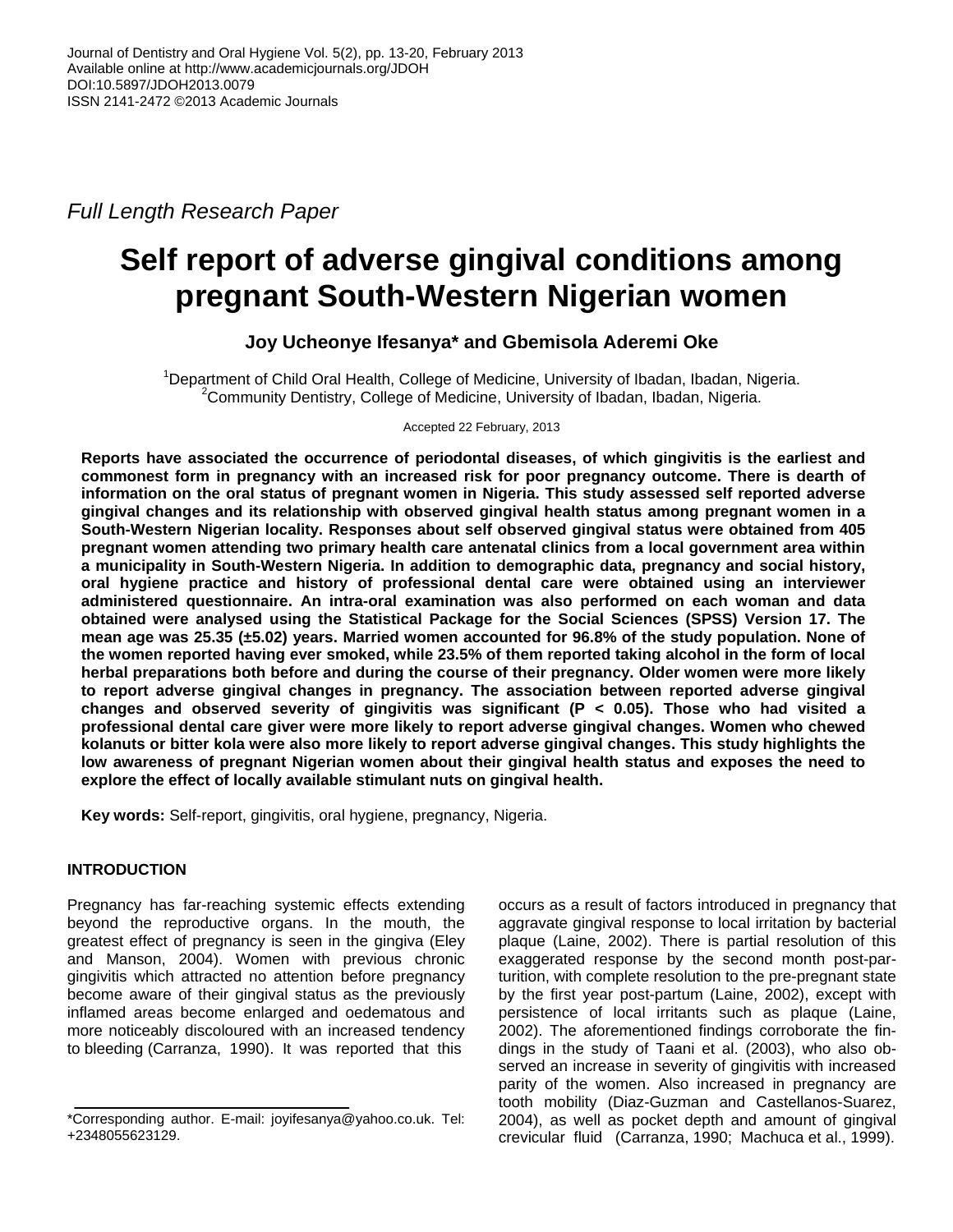*Full Length Research Paper*

# Self report of adverse gingival conditions among pregnant South-Western Nigerian women

**Joy Ucheonye Ifesanya* and Gbemisola Aderemi Oke**

[1]Department of Child Oral Health, College of Medicine, University of Ibadan, Ibadan, Nigeria.
[2]Community Dentistry, College of Medicine, University of Ibadan, Ibadan, Nigeria.

Accepted 22 February, 2013

**Reports have associated the occurrence of periodontal diseases, of which gingivitis is the earliest and commonest form in pregnancy with an increased risk for poor pregnancy outcome. There is dearth of information on the oral status of pregnant women in Nigeria. This study assessed self reported adverse gingival changes and its relationship with observed gingival health status among pregnant women in a South-Western Nigerian locality. Responses about self observed gingival status were obtained from 405 pregnant women attending two primary health care antenatal clinics from a local government area within a municipality in South-Western Nigeria. In addition to demographic data, pregnancy and social history, oral hygiene practice and history of professional dental care were obtained using an interviewer administered questionnaire. An intra-oral examination was also performed on each woman and data obtained were analysed using the Statistical Package for the Social Sciences (SPSS) Version 17. The mean age was 25.35 (±5.02) years. Married women accounted for 96.8% of the study population. None of the women reported having ever smoked, while 23.5% of them reported taking alcohol in the form of local herbal preparations both before and during the course of their pregnancy. Older women were more likely to report adverse gingival changes in pregnancy. The association between reported adverse gingival changes and observed severity of gingivitis was significant ($P < 0.05$). Those who had visited a professional dental care giver were more likely to report adverse gingival changes. Women who chewed kolanuts or bitter kola were also more likely to report adverse gingival changes. This study highlights the low awareness of pregnant Nigerian women about their gingival health status and exposes the need to explore the effect of locally available stimulant nuts on gingival health.**

**Key words:** Self-report, gingivitis, oral hygiene, pregnancy, Nigeria.

## INTRODUCTION

Pregnancy has far-reaching systemic effects extending beyond the reproductive organs. In the mouth, the greatest effect of pregnancy is seen in the gingiva (Eley and Manson, 2004). Women with previous chronic gingivitis which attracted no attention before pregnancy become aware of their gingival status as the previously inflamed areas become enlarged and oedematous and more noticeably discoloured with an increased tendency to bleeding (Carranza, 1990). It was reported that this occurs as a result of factors introduced in pregnancy that aggravate gingival response to local irritation by bacterial plaque (Laine, 2002). There is partial resolution of this exaggerated response by the second month post-parturition, with complete resolution to the pre-pregnant state by the first year post-partum (Laine, 2002), except with persistence of local irritants such as plaque (Laine, 2002). The aforementioned findings corroborate the findings in the study of Taani et al. (2003), who also observed an increase in severity of gingivitis with increased parity of the women. Also increased in pregnancy are tooth mobility (Diaz-Guzman and Castellanos-Suarez, 2004), as well as pocket depth and amount of gingival crevicular fluid (Carranza, 1990; Machuca et al., 1999).

*Corresponding author. E-mail: joyifesanya@yahoo.co.uk. Tel: +2348055623129.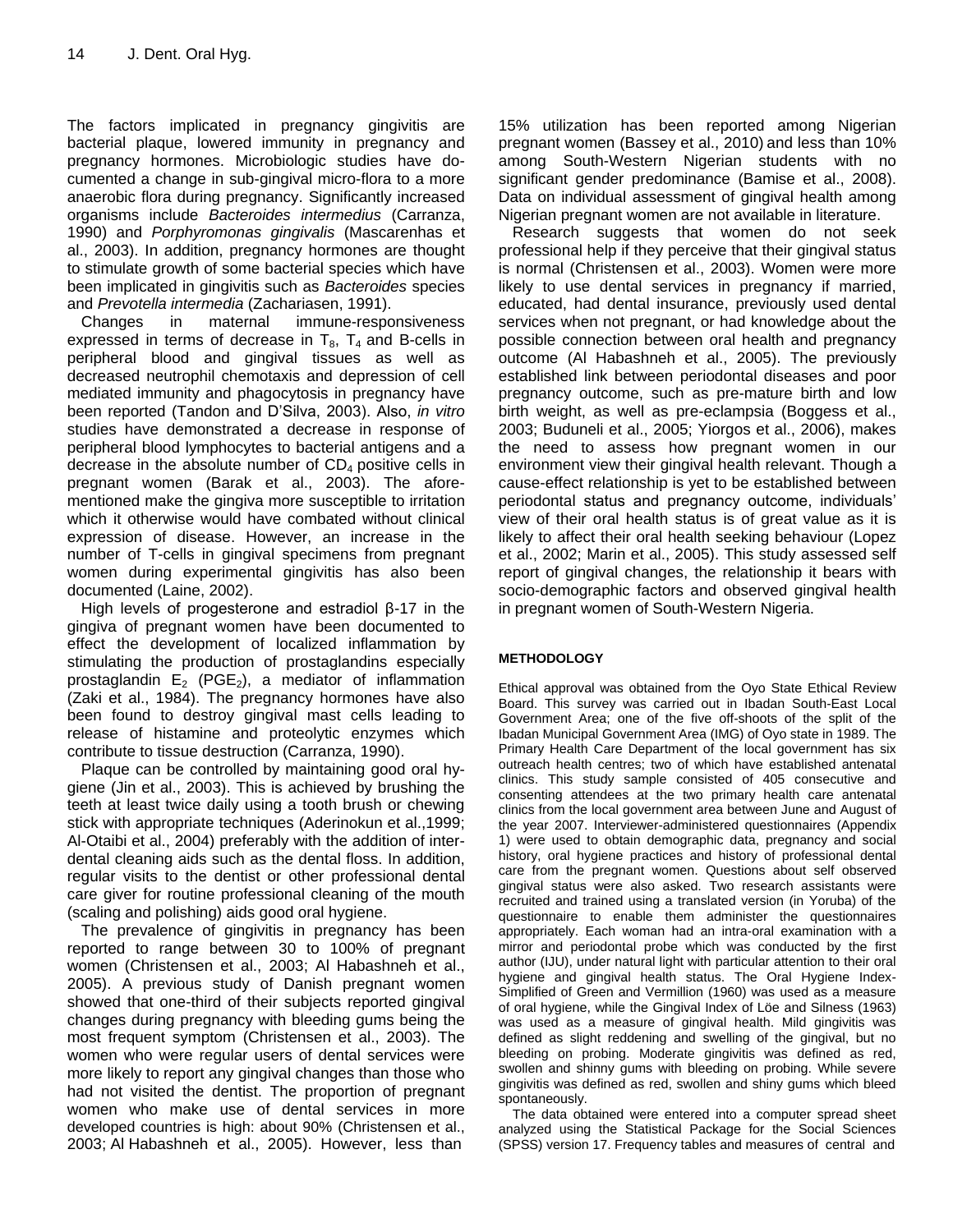The factors implicated in pregnancy gingivitis are bacterial plaque, lowered immunity in pregnancy and pregnancy hormones. Microbiologic studies have documented a change in sub-gingival micro-flora to a more anaerobic flora during pregnancy. Significantly increased organisms include *Bacteroides intermedius* (Carranza, 1990) and *Porphyromonas gingivalis* (Mascarenhas et al., 2003). In addition, pregnancy hormones are thought to stimulate growth of some bacterial species which have been implicated in gingivitis such as *Bacteroides* species and *Prevotella intermedia* (Zachariasen, 1991).

Changes in maternal immune-responsiveness expressed in terms of decrease in $T_8$, $T_4$ and B-cells in peripheral blood and gingival tissues as well as decreased neutrophil chemotaxis and depression of cell mediated immunity and phagocytosis in pregnancy have been reported (Tandon and D'Silva, 2003). Also, *in vitro* studies have demonstrated a decrease in response of peripheral blood lymphocytes to bacterial antigens and a decrease in the absolute number of $CD_4$ positive cells in pregnant women (Barak et al., 2003). The aforementioned make the gingiva more susceptible to irritation which it otherwise would have combated without clinical expression of disease. However, an increase in the number of T-cells in gingival specimens from pregnant women during experimental gingivitis has also been documented (Laine, 2002).

High levels of progesterone and estradiol β-17 in the gingiva of pregnant women have been documented to effect the development of localized inflammation by stimulating the production of prostaglandins especially prostaglandin $E_2$ ($PGE_2$), a mediator of inflammation (Zaki et al., 1984). The pregnancy hormones have also been found to destroy gingival mast cells leading to release of histamine and proteolytic enzymes which contribute to tissue destruction (Carranza, 1990).

Plaque can be controlled by maintaining good oral hygiene (Jin et al., 2003). This is achieved by brushing the teeth at least twice daily using a tooth brush or chewing stick with appropriate techniques (Aderinokun et al.,1999; Al-Otaibi et al., 2004) preferably with the addition of inter-dental cleaning aids such as the dental floss. In addition, regular visits to the dentist or other professional dental care giver for routine professional cleaning of the mouth (scaling and polishing) aids good oral hygiene.

The prevalence of gingivitis in pregnancy has been reported to range between 30 to 100% of pregnant women (Christensen et al., 2003; Al Habashneh et al., 2005). A previous study of Danish pregnant women showed that one-third of their subjects reported gingival changes during pregnancy with bleeding gums being the most frequent symptom (Christensen et al., 2003). The women who were regular users of dental services were more likely to report any gingival changes than those who had not visited the dentist. The proportion of pregnant women who make use of dental services in more developed countries is high: about 90% (Christensen et al., 2003; Al Habashneh et al., 2005). However, less than 15% utilization has been reported among Nigerian pregnant women (Bassey et al., 2010) and less than 10% among South-Western Nigerian students with no significant gender predominance (Bamise et al., 2008). Data on individual assessment of gingival health among Nigerian pregnant women are not available in literature.

Research suggests that women do not seek professional help if they perceive that their gingival status is normal (Christensen et al., 2003). Women were more likely to use dental services in pregnancy if married, educated, had dental insurance, previously used dental services when not pregnant, or had knowledge about the possible connection between oral health and pregnancy outcome (Al Habashneh et al., 2005). The previously established link between periodontal diseases and poor pregnancy outcome, such as pre-mature birth and low birth weight, as well as pre-eclampsia (Boggess et al., 2003; Buduneli et al., 2005; Yiorgos et al., 2006), makes the need to assess how pregnant women in our environment view their gingival health relevant. Though a cause-effect relationship is yet to be established between periodontal status and pregnancy outcome, individuals' view of their oral health status is of great value as it is likely to affect their oral health seeking behaviour (Lopez et al., 2002; Marin et al., 2005). This study assessed self report of gingival changes, the relationship it bears with socio-demographic factors and observed gingival health in pregnant women of South-Western Nigeria.

## METHODOLOGY

Ethical approval was obtained from the Oyo State Ethical Review Board. This survey was carried out in Ibadan South-East Local Government Area; one of the five off-shoots of the split of the Ibadan Municipal Government Area (IMG) of Oyo state in 1989. The Primary Health Care Department of the local government has six outreach health centres; two of which have established antenatal clinics. This study sample consisted of 405 consecutive and consenting attendees at the two primary health care antenatal clinics from the local government area between June and August of the year 2007. Interviewer-administered questionnaires (Appendix 1) were used to obtain demographic data, pregnancy and social history, oral hygiene practices and history of professional dental care from the pregnant women. Questions about self observed gingival status were also asked. Two research assistants were recruited and trained using a translated version (in Yoruba) of the questionnaire to enable them administer the questionnaires appropriately. Each woman had an intra-oral examination with a mirror and periodontal probe which was conducted by the first author (IJU), under natural light with particular attention to their oral hygiene and gingival health status. The Oral Hygiene Index-Simplified of Green and Vermillion (1960) was used as a measure of oral hygiene, while the Gingival Index of Löe and Silness (1963) was used as a measure of gingival health. Mild gingivitis was defined as slight reddening and swelling of the gingival, but no bleeding on probing. Moderate gingivitis was defined as red, swollen and shinny gums with bleeding on probing. While severe gingivitis was defined as red, swollen and shiny gums which bleed spontaneously.

The data obtained were entered into a computer spread sheet analyzed using the Statistical Package for the Social Sciences (SPSS) version 17. Frequency tables and measures of central and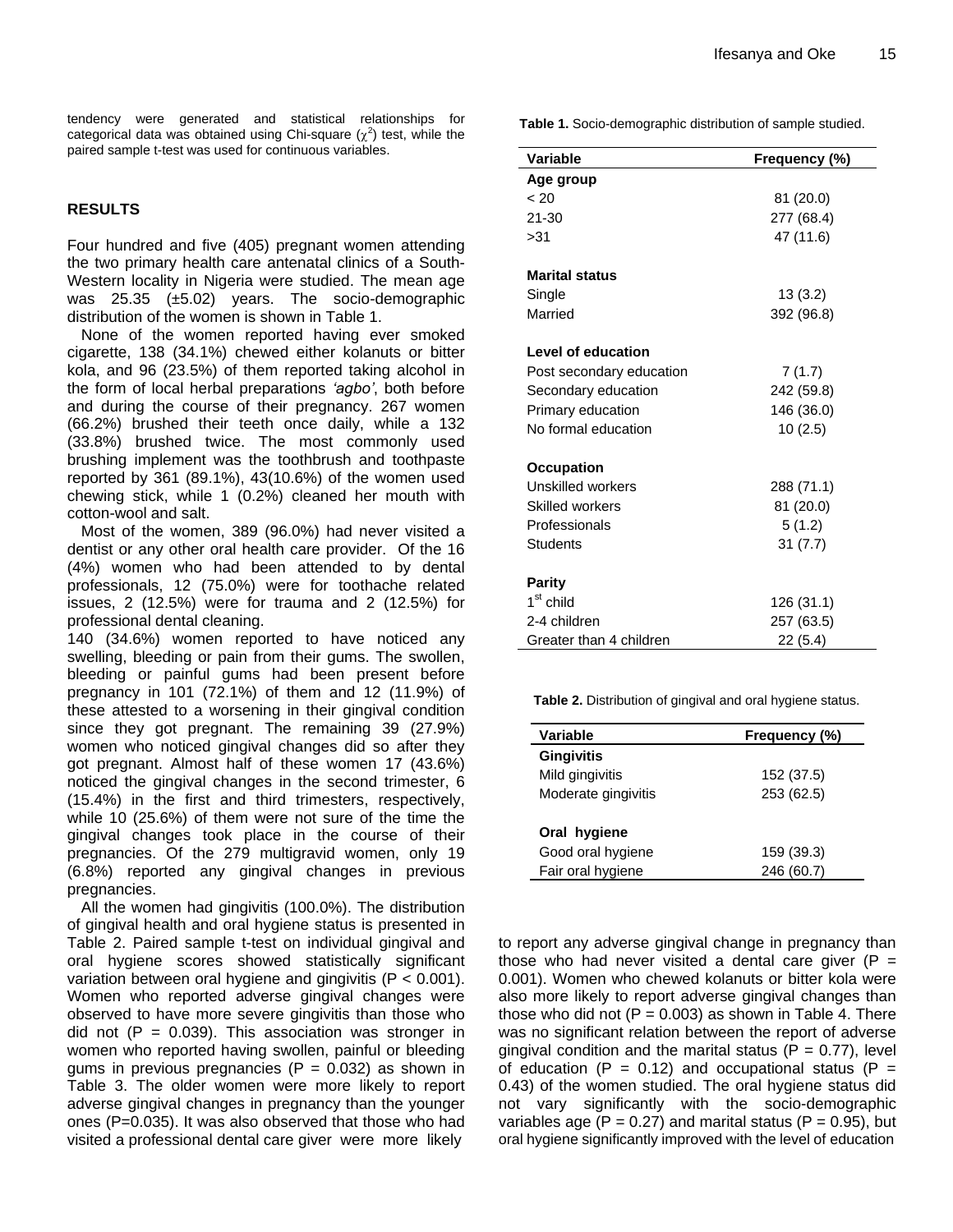tendency were generated and statistical relationships for categorical data was obtained using Chi-square ($\chi^2$) test, while the paired sample t-test was used for continuous variables.

## RESULTS

Four hundred and five (405) pregnant women attending the two primary health care antenatal clinics of a South-Western locality in Nigeria were studied. The mean age was 25.35 (±5.02) years. The socio-demographic distribution of the women is shown in Table 1.

None of the women reported having ever smoked cigarette, 138 (34.1%) chewed either kolanuts or bitter kola, and 96 (23.5%) of them reported taking alcohol in the form of local herbal preparations *'agbo'*, both before and during the course of their pregnancy. 267 women (66.2%) brushed their teeth once daily, while a 132 (33.8%) brushed twice. The most commonly used brushing implement was the toothbrush and toothpaste reported by 361 (89.1%), 43(10.6%) of the women used chewing stick, while 1 (0.2%) cleaned her mouth with cotton-wool and salt.

Most of the women, 389 (96.0%) had never visited a dentist or any other oral health care provider. Of the 16 (4%) women who had been attended to by dental professionals, 12 (75.0%) were for toothache related issues, 2 (12.5%) were for trauma and 2 (12.5%) for professional dental cleaning.

140 (34.6%) women reported to have noticed any swelling, bleeding or pain from their gums. The swollen, bleeding or painful gums had been present before pregnancy in 101 (72.1%) of them and 12 (11.9%) of these attested to a worsening in their gingival condition since they got pregnant. The remaining 39 (27.9%) women who noticed gingival changes did so after they got pregnant. Almost half of these women 17 (43.6%) noticed the gingival changes in the second trimester, 6 (15.4%) in the first and third trimesters, respectively, while 10 (25.6%) of them were not sure of the time the gingival changes took place in the course of their pregnancies. Of the 279 multigravid women, only 19 (6.8%) reported any gingival changes in previous pregnancies.

All the women had gingivitis (100.0%). The distribution of gingival health and oral hygiene status is presented in Table 2. Paired sample t-test on individual gingival and oral hygiene scores showed statistically significant variation between oral hygiene and gingivitis ($P < 0.001$). Women who reported adverse gingival changes were observed to have more severe gingivitis than those who did not ($P = 0.039$). This association was stronger in women who reported having swollen, painful or bleeding gums in previous pregnancies ($P = 0.032$) as shown in Table 3. The older women were more likely to report adverse gingival changes in pregnancy than the younger ones ($P=0.035$). It was also observed that those who had visited a professional dental care giver were more likely to report any adverse gingival change in pregnancy than those who had never visited a dental care giver ($P = 0.001$). Women who chewed kolanuts or bitter kola were also more likely to report adverse gingival changes than those who did not ($P = 0.003$) as shown in Table 4. There was no significant relation between the report of adverse gingival condition and the marital status ($P = 0.77$), level of education ($P = 0.12$) and occupational status ($P = 0.43$) of the women studied. The oral hygiene status did not vary significantly with the socio-demographic variables age ($P = 0.27$) and marital status ($P = 0.95$), but oral hygiene significantly improved with the level of education

**Table 1.** Socio-demographic distribution of sample studied.

| Variable | Frequency (%) |
|---|---|
| **Age group** | |
| < 20 | 81 (20.0) |
| 21-30 | 277 (68.4) |
| >31 | 47 (11.6) |
| **Marital status** | |
| Single | 13 (3.2) |
| Married | 392 (96.8) |
| **Level of education** | |
| Post secondary education | 7 (1.7) |
| Secondary education | 242 (59.8) |
| Primary education | 146 (36.0) |
| No formal education | 10 (2.5) |
| **Occupation** | |
| Unskilled workers | 288 (71.1) |
| Skilled workers | 81 (20.0) |
| Professionals | 5 (1.2) |
| Students | 31 (7.7) |
| **Parity** | |
| 1st child | 126 (31.1) |
| 2-4 children | 257 (63.5) |
| Greater than 4 children | 22 (5.4) |

**Table 2.** Distribution of gingival and oral hygiene status.

| Variable | Frequency (%) |
|---|---|
| **Gingivitis** | |
| Mild gingivitis | 152 (37.5) |
| Moderate gingivitis | 253 (62.5) |
| **Oral hygiene** | |
| Good oral hygiene | 159 (39.3) |
| Fair oral hygiene | 246 (60.7) |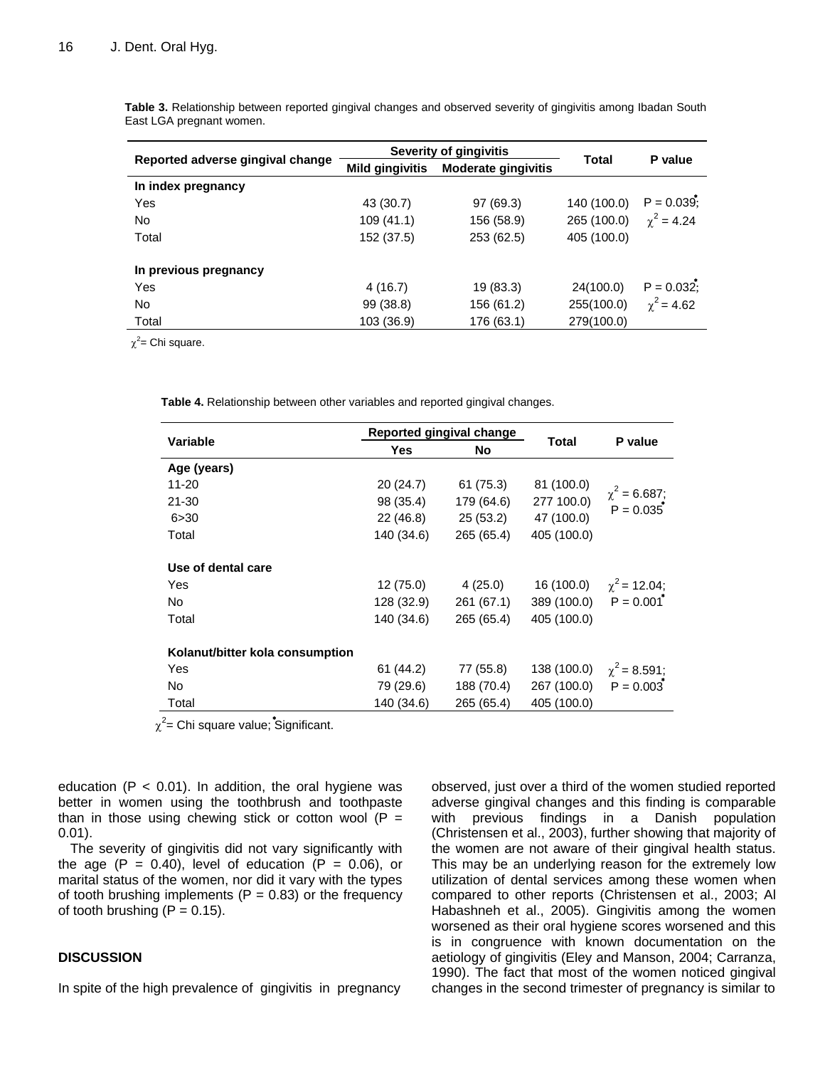**Table 3.** Relationship between reported gingival changes and observed severity of gingivitis among Ibadan South East LGA pregnant women.

| Reported adverse gingival change | Severity of gingivitis | | Total | P value |
|---|---|---|---|---|
| | Mild gingivitis | Moderate gingivitis | | |
| **In index pregnancy** | | | | |
| Yes | 43 (30.7) | 97 (69.3) | 140 (100.0) | P = 0.039*; |
| No | 109 (41.1) | 156 (58.9) | 265 (100.0) | $\chi^2$ = 4.24 |
| Total | 152 (37.5) | 253 (62.5) | 405 (100.0) | |
| **In previous pregnancy** | | | | |
| Yes | 4 (16.7) | 19 (83.3) | 24(100.0) | P = 0.032*; |
| No | 99 (38.8) | 156 (61.2) | 255(100.0) | $\chi^2$ = 4.62 |
| Total | 103 (36.9) | 176 (63.1) | 279(100.0) | |

$\chi^2$= Chi square.

**Table 4.** Relationship between other variables and reported gingival changes.

| Variable | Reported gingival change | | Total | P value |
|---|---|---|---|---|
| | Yes | No | | |
| **Age (years)** | | | | |
| 11-20 | 20 (24.7) | 61 (75.3) | 81 (100.0) | $\chi^2$ = 6.687; |
| 21-30 | 98 (35.4) | 179 (64.6) | 277 100.0) | P = 0.035* |
| 6>30 | 22 (46.8) | 25 (53.2) | 47 (100.0) | |
| Total | 140 (34.6) | 265 (65.4) | 405 (100.0) | |
| **Use of dental care** | | | | |
| Yes | 12 (75.0) | 4 (25.0) | 16 (100.0) | $\chi^2$ = 12.04; |
| No | 128 (32.9) | 261 (67.1) | 389 (100.0) | P = 0.001* |
| Total | 140 (34.6) | 265 (65.4) | 405 (100.0) | |
| **Kolanut/bitter kola consumption** | | | | |
| Yes | 61 (44.2) | 77 (55.8) | 138 (100.0) | $\chi^2$ = 8.591; |
| No | 79 (29.6) | 188 (70.4) | 267 (100.0) | P = 0.003* |
| Total | 140 (34.6) | 265 (65.4) | 405 (100.0) | |

$\chi^2$= Chi square value; *Significant.

education ($P < 0.01$). In addition, the oral hygiene was better in women using the toothbrush and toothpaste than in those using chewing stick or cotton wool ($P = 0.01$).

The severity of gingivitis did not vary significantly with the age ($P = 0.40$), level of education ($P = 0.06$), or marital status of the women, nor did it vary with the types of tooth brushing implements ($P = 0.83$) or the frequency of tooth brushing ($P = 0.15$).

## DISCUSSION

In spite of the high prevalence of gingivitis in pregnancy observed, just over a third of the women studied reported adverse gingival changes and this finding is comparable with previous findings in a Danish population (Christensen et al., 2003), further showing that majority of the women are not aware of their gingival health status. This may be an underlying reason for the extremely low utilization of dental services among these women when compared to other reports (Christensen et al., 2003; Al Habashneh et al., 2005). Gingivitis among the women worsened as their oral hygiene scores worsened and this is in congruence with known documentation on the aetiology of gingivitis (Eley and Manson, 2004; Carranza, 1990). The fact that most of the women noticed gingival changes in the second trimester of pregnancy is similar to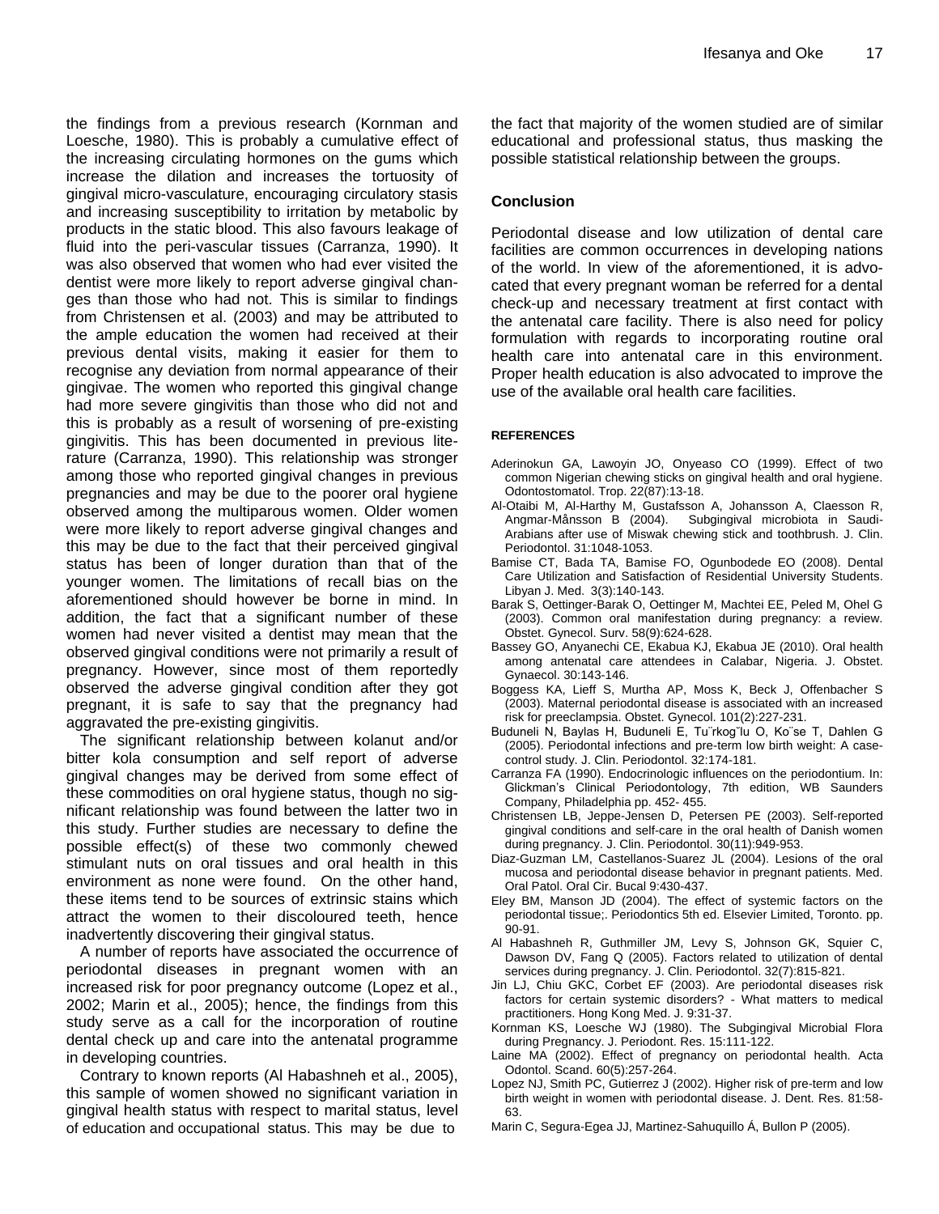the findings from a previous research (Kornman and Loesche, 1980). This is probably a cumulative effect of the increasing circulating hormones on the gums which increase the dilation and increases the tortuosity of gingival micro-vasculature, encouraging circulatory stasis and increasing susceptibility to irritation by metabolic by products in the static blood. This also favours leakage of fluid into the peri-vascular tissues (Carranza, 1990). It was also observed that women who had ever visited the dentist were more likely to report adverse gingival changes than those who had not. This is similar to findings from Christensen et al. (2003) and may be attributed to the ample education the women had received at their previous dental visits, making it easier for them to recognise any deviation from normal appearance of their gingivae. The women who reported this gingival change had more severe gingivitis than those who did not and this is probably as a result of worsening of pre-existing gingivitis. This has been documented in previous literature (Carranza, 1990). This relationship was stronger among those who reported gingival changes in previous pregnancies and may be due to the poorer oral hygiene observed among the multiparous women. Older women were more likely to report adverse gingival changes and this may be due to the fact that their perceived gingival status has been of longer duration than that of the younger women. The limitations of recall bias on the aforementioned should however be borne in mind. In addition, the fact that a significant number of these women had never visited a dentist may mean that the observed gingival conditions were not primarily a result of pregnancy. However, since most of them reportedly observed the adverse gingival condition after they got pregnant, it is safe to say that the pregnancy had aggravated the pre-existing gingivitis.

The significant relationship between kolanut and/or bitter kola consumption and self report of adverse gingival changes may be derived from some effect of these commodities on oral hygiene status, though no significant relationship was found between the latter two in this study. Further studies are necessary to define the possible effect(s) of these two commonly chewed stimulant nuts on oral tissues and oral health in this environment as none were found. On the other hand, these items tend to be sources of extrinsic stains which attract the women to their discoloured teeth, hence inadvertently discovering their gingival status.

A number of reports have associated the occurrence of periodontal diseases in pregnant women with an increased risk for poor pregnancy outcome (Lopez et al., 2002; Marin et al., 2005); hence, the findings from this study serve as a call for the incorporation of routine dental check up and care into the antenatal programme in developing countries.

Contrary to known reports (Al Habashneh et al., 2005), this sample of women showed no significant variation in gingival health status with respect to marital status, level of education and occupational status. This may be due to the fact that majority of the women studied are of similar educational and professional status, thus masking the possible statistical relationship between the groups.

## Conclusion

Periodontal disease and low utilization of dental care facilities are common occurrences in developing nations of the world. In view of the aforementioned, it is advocated that every pregnant woman be referred for a dental check-up and necessary treatment at first contact with the antenatal care facility. There is also need for policy formulation with regards to incorporating routine oral health care into antenatal care in this environment. Proper health education is also advocated to improve the use of the available oral health care facilities.

## REFERENCES

Aderinokun GA, Lawoyin JO, Onyeaso CO (1999). Effect of two common Nigerian chewing sticks on gingival health and oral hygiene. Odontostomatol. Trop. 22(87):13-18.

Al-Otaibi M, Al-Harthy M, Gustafsson A, Johansson A, Claesson R, Angmar-Månsson B (2004). Subgingival microbiota in Saudi-Arabians after use of Miswak chewing stick and toothbrush. J. Clin. Periodontol. 31:1048-1053.

Bamise CT, Bada TA, Bamise FO, Ogunbodede EO (2008). Dental Care Utilization and Satisfaction of Residential University Students. Libyan J. Med. 3(3):140-143.

Barak S, Oettinger-Barak O, Oettinger M, Machtei EE, Peled M, Ohel G (2003). Common oral manifestation during pregnancy: a review. Obstet. Gynecol. Surv. 58(9):624-628.

Bassey GO, Anyanechi CE, Ekabua KJ, Ekabua JE (2010). Oral health among antenatal care attendees in Calabar, Nigeria. J. Obstet. Gynaecol. 30:143-146.

Boggess KA, Lieff S, Murtha AP, Moss K, Beck J, Offenbacher S (2003). Maternal periodontal disease is associated with an increased risk for preeclampsia. Obstet. Gynecol. 101(2):227-231.

Buduneli N, Baylas H, Buduneli E, Tu¨rkog˘lu O, Ko¨se T, Dahlen G (2005). Periodontal infections and pre-term low birth weight: A case-control study. J. Clin. Periodontol. 32:174-181.

Carranza FA (1990). Endocrinologic influences on the periodontium. In: Glickman's Clinical Periodontology, 7th edition, WB Saunders Company, Philadelphia pp. 452- 455.

Christensen LB, Jeppe-Jensen D, Petersen PE (2003). Self-reported gingival conditions and self-care in the oral health of Danish women during pregnancy. J. Clin. Periodontol. 30(11):949-953.

Diaz-Guzman LM, Castellanos-Suarez JL (2004). Lesions of the oral mucosa and periodontal disease behavior in pregnant patients. Med. Oral Patol. Oral Cir. Bucal 9:430-437.

Eley BM, Manson JD (2004). The effect of systemic factors on the periodontal tissue;. Periodontics 5th ed. Elsevier Limited, Toronto. pp. 90-91.

Al Habashneh R, Guthmiller JM, Levy S, Johnson GK, Squier C, Dawson DV, Fang Q (2005). Factors related to utilization of dental services during pregnancy. J. Clin. Periodontol. 32(7):815-821.

Jin LJ, Chiu GKC, Corbet EF (2003). Are periodontal diseases risk factors for certain systemic disorders? - What matters to medical practitioners. Hong Kong Med. J. 9:31-37.

Kornman KS, Loesche WJ (1980). The Subgingival Microbial Flora during Pregnancy. J. Periodont. Res. 15:111-122.

Laine MA (2002). Effect of pregnancy on periodontal health. Acta Odontol. Scand. 60(5):257-264.

Lopez NJ, Smith PC, Gutierrez J (2002). Higher risk of pre-term and low birth weight in women with periodontal disease. J. Dent. Res. 81:58-63.

Marin C, Segura-Egea JJ, Martinez-Sahuquillo Á, Bullon P (2005).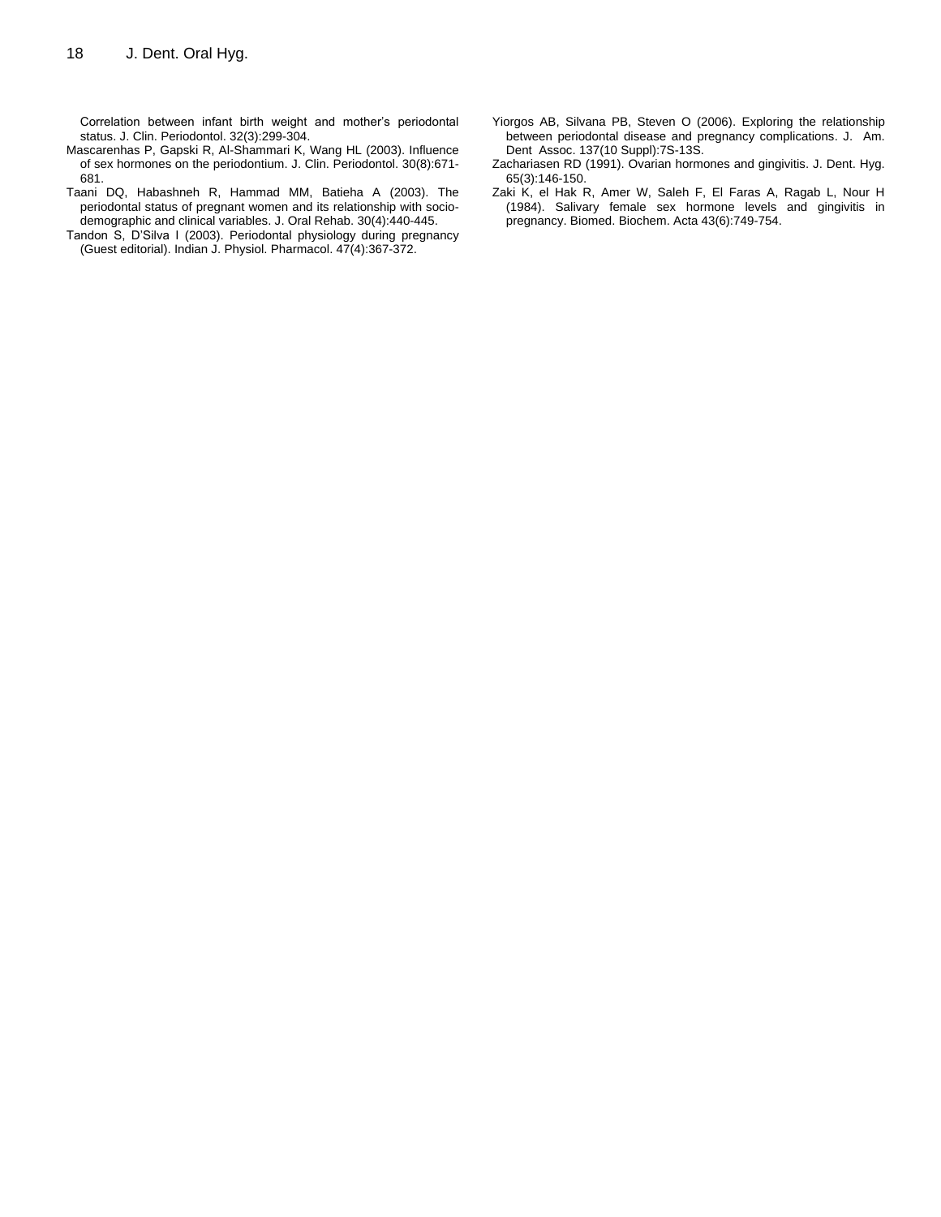Correlation between infant birth weight and mother's periodontal status. J. Clin. Periodontol. 32(3):299-304.

Mascarenhas P, Gapski R, Al-Shammari K, Wang HL (2003). Influence of sex hormones on the periodontium. J. Clin. Periodontol. 30(8):671-681.

Taani DQ, Habashneh R, Hammad MM, Batieha A (2003). The periodontal status of pregnant women and its relationship with socio-demographic and clinical variables. J. Oral Rehab. 30(4):440-445.

Tandon S, D'Silva I (2003). Periodontal physiology during pregnancy (Guest editorial). Indian J. Physiol. Pharmacol. 47(4):367-372.

Yiorgos AB, Silvana PB, Steven O (2006). Exploring the relationship between periodontal disease and pregnancy complications. J. Am. Dent Assoc. 137(10 Suppl):7S-13S.

Zachariasen RD (1991). Ovarian hormones and gingivitis. J. Dent. Hyg. 65(3):146-150.

Zaki K, el Hak R, Amer W, Saleh F, El Faras A, Ragab L, Nour H (1984). Salivary female sex hormone levels and gingivitis in pregnancy. Biomed. Biochem. Acta 43(6):749-754.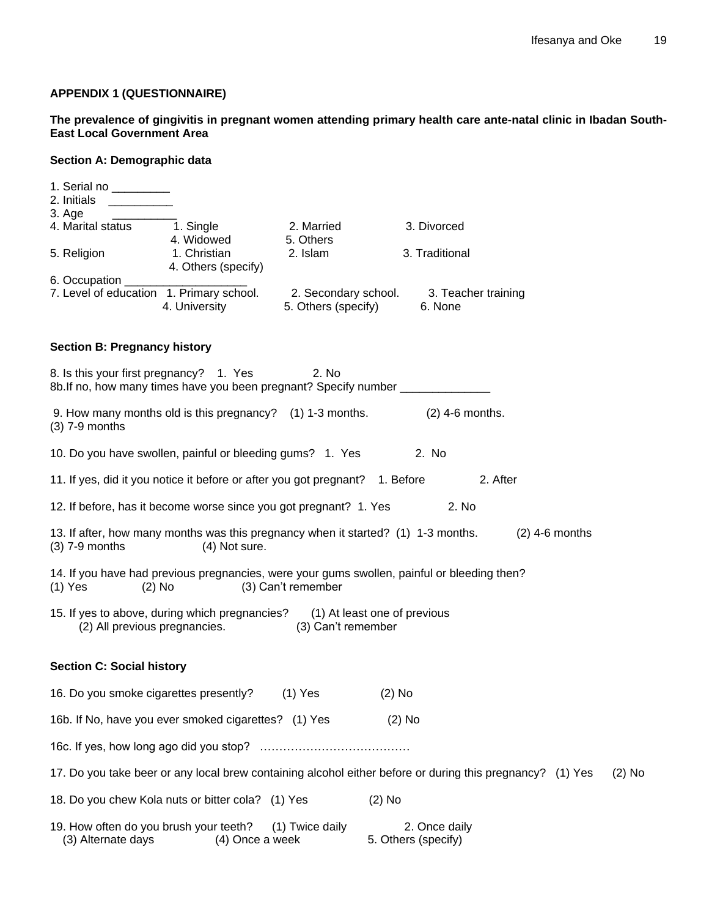**APPENDIX 1 (QUESTIONNAIRE)**

**The prevalence of gingivitis in pregnant women attending primary health care ante-natal clinic in Ibadan South-East Local Government Area**

**Section A: Demographic data**

1. Serial no _________
2. Initials __________
3. Age __________
4. Marital status 1. Single 2. Married 3. Divorced 4. Widowed 5. Others
5. Religion 1. Christian 2. Islam 3. Traditional 4. Others (specify)
6. Occupation ___________________
7. Level of education 1. Primary school. 2. Secondary school. 3. Teacher training 4. University 5. Others (specify) 6. None

**Section B: Pregnancy history**

8. Is this your first pregnancy? 1. Yes 2. No
8b.If no, how many times have you been pregnant? Specify number ______________

9. How many months old is this pregnancy? (1) 1-3 months. (2) 4-6 months. (3) 7-9 months

10. Do you have swollen, painful or bleeding gums? 1. Yes 2. No

11. If yes, did it you notice it before or after you got pregnant? 1. Before 2. After

12. If before, has it become worse since you got pregnant? 1. Yes 2. No

13. If after, how many months was this pregnancy when it started? (1) 1-3 months. (2) 4-6 months (3) 7-9 months (4) Not sure.

14. If you have had previous pregnancies, were your gums swollen, painful or bleeding then? (1) Yes (2) No (3) Can't remember

15. If yes to above, during which pregnancies? (1) At least one of previous (2) All previous pregnancies. (3) Can't remember

**Section C: Social history**

16. Do you smoke cigarettes presently? (1) Yes (2) No

16b. If No, have you ever smoked cigarettes? (1) Yes (2) No

16c. If yes, how long ago did you stop? …………………………………

17. Do you take beer or any local brew containing alcohol either before or during this pregnancy? (1) Yes (2) No

18. Do you chew Kola nuts or bitter cola? (1) Yes (2) No

19. How often do you brush your teeth? (1) Twice daily 2. Once daily (3) Alternate days (4) Once a week 5. Others (specify)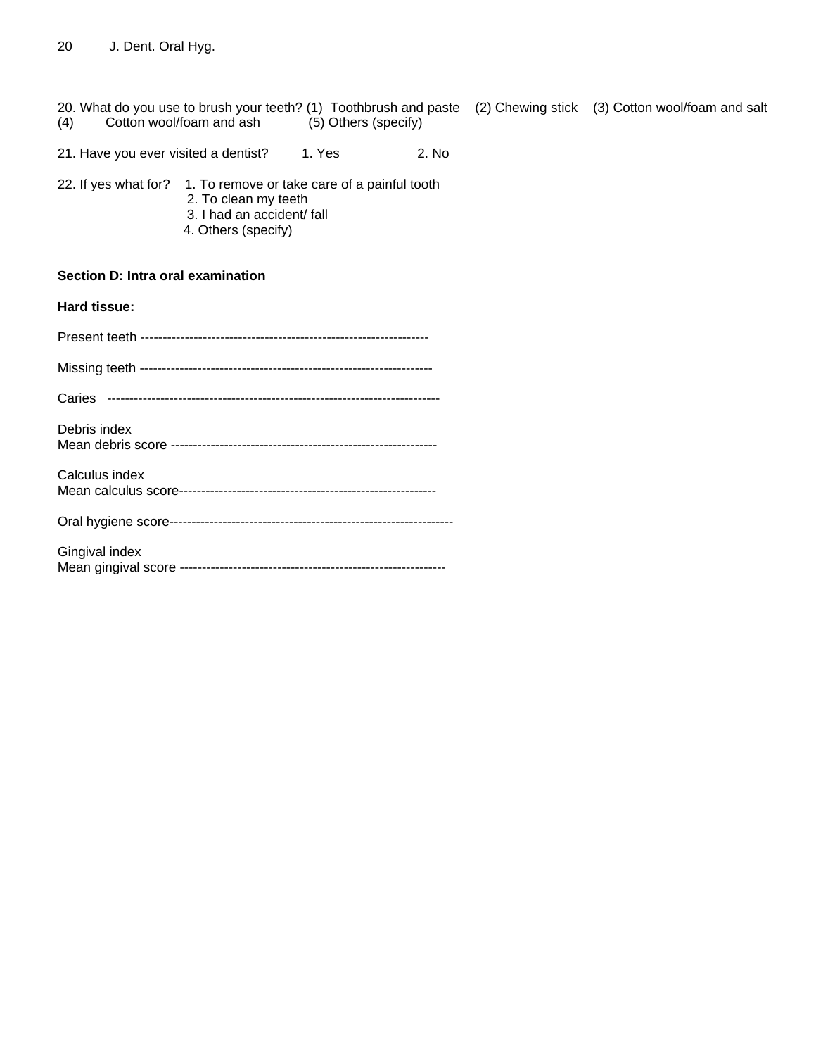20. What do you use to brush your teeth? (1) Toothbrush and paste (2) Chewing stick (3) Cotton wool/foam and salt (4) Cotton wool/foam and ash (5) Others (specify)

21. Have you ever visited a dentist? 1. Yes 2. No

22. If yes what for?
1. To remove or take care of a painful tooth
2. To clean my teeth
3. I had an accident/ fall
4. Others (specify)

**Section D: Intra oral examination**

**Hard tissue:**

Present teeth -----------------------------------------------------------------

Missing teeth -----------------------------------------------------------------

Caries ------------------------------------------------------------------------

Debris index
Mean debris score ------------------------------------------------------------

Calculus index
Mean calculus score-----------------------------------------------------------

Oral hygiene score-------------------------------------------------------------

Gingival index
Mean gingival score ------------------------------------------------------------